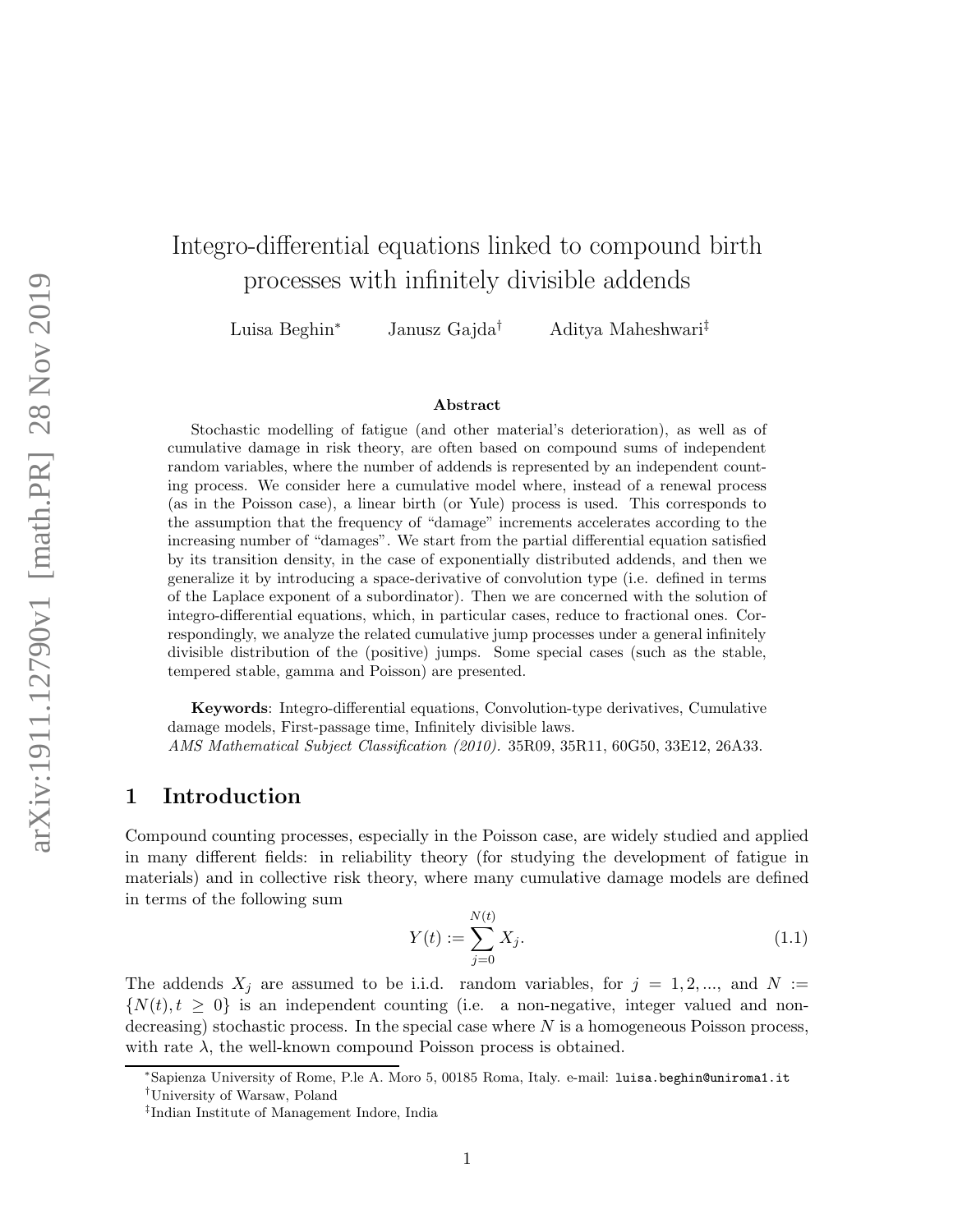# Integro-differential equations linked to compound birth processes with infinitely divisible addends

Luisa Beghin[*] Janusz Gajda[†] Aditya Maheshwari[‡]

### Abstract

Stochastic modelling of fatigue (and other material's deterioration), as well as of cumulative damage in risk theory, are often based on compound sums of independent random variables, where the number of addends is represented by an independent counting process. We consider here a cumulative model where, instead of a renewal process (as in the Poisson case), a linear birth (or Yule) process is used. This corresponds to the assumption that the frequency of "damage" increments accelerates according to the increasing number of "damages". We start from the partial differential equation satisfied by its transition density, in the case of exponentially distributed addends, and then we generalize it by introducing a space-derivative of convolution type (i.e. defined in terms of the Laplace exponent of a subordinator). Then we are concerned with the solution of integro-differential equations, which, in particular cases, reduce to fractional ones. Correspondingly, we analyze the related cumulative jump processes under a general infinitely divisible distribution of the (positive) jumps. Some special cases (such as the stable, tempered stable, gamma and Poisson) are presented.

**Keywords**: Integro-differential equations, Convolution-type derivatives, Cumulative damage models, First-passage time, Infinitely divisible laws.

*AMS Mathematical Subject Classification (2010).* 35R09, 35R11, 60G50, 33E12, 26A33.

## 1 Introduction

Compound counting processes, especially in the Poisson case, are widely studied and applied in many different fields: in reliability theory (for studying the development of fatigue in materials) and in collective risk theory, where many cumulative damage models are defined in terms of the following sum

$$Y(t) := \sum_{j=0}^{N(t)} X_j. \tag{1.1}$$

The addends $X_j$ are assumed to be i.i.d. random variables, for $j = 1, 2, ...,$ and $N := \{N(t), t \geq 0\}$ is an independent counting (i.e. a non-negative, integer valued and non-decreasing) stochastic process. In the special case where $N$ is a homogeneous Poisson process, with rate $\lambda$, the well-known compound Poisson process is obtained.

---

[*] Sapienza University of Rome, P.le A. Moro 5, 00185 Roma, Italy. e-mail: luisa.beghin@uniroma1.it

[†] University of Warsaw, Poland

[‡] Indian Institute of Management Indore, India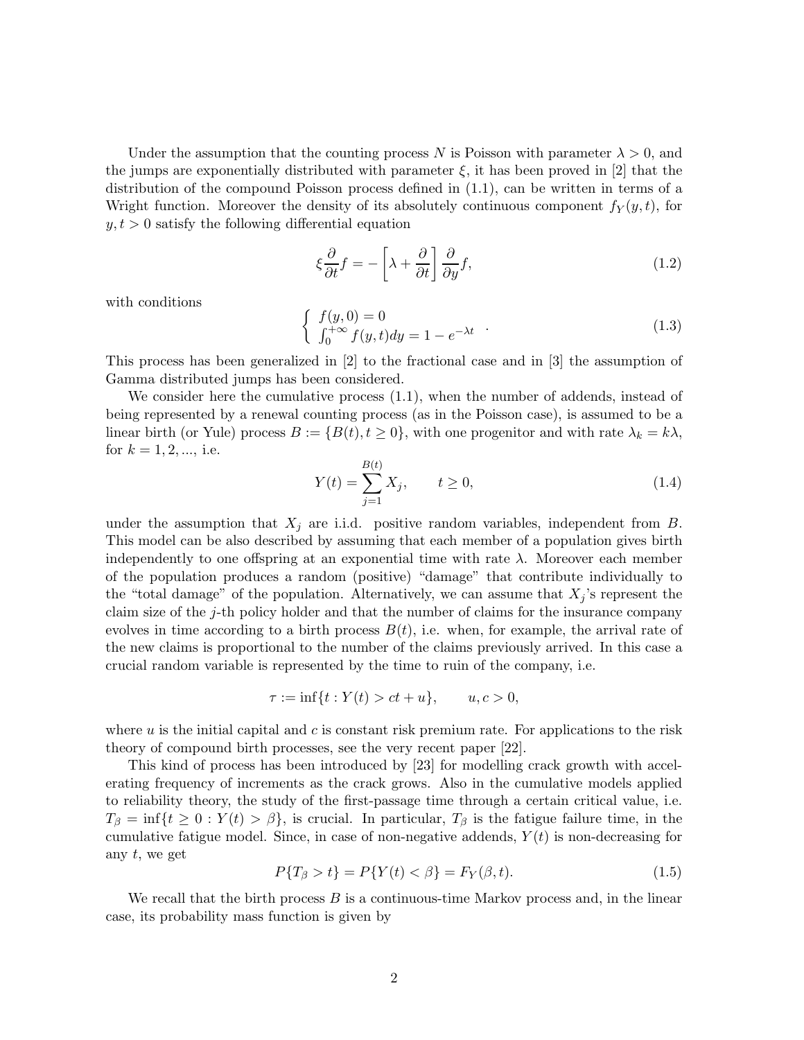Under the assumption that the counting process $N$ is Poisson with parameter $\lambda > 0$, and the jumps are exponentially distributed with parameter $\xi$, it has been proved in [2] that the distribution of the compound Poisson process defined in (1.1), can be written in terms of a Wright function. Moreover the density of its absolutely continuous component $f_Y(y,t)$, for $y, t > 0$ satisfy the following differential equation

$$\xi \frac{\partial}{\partial t} f = -\left[\lambda + \frac{\partial}{\partial t}\right] \frac{\partial}{\partial y} f, \tag{1.2}$$

with conditions

$$\begin{cases} f(y,0) = 0 \\ \int_0^{+\infty} f(y,t) dy = 1 - e^{-\lambda t} \end{cases}. \tag{1.3}$$

This process has been generalized in [2] to the fractional case and in [3] the assumption of Gamma distributed jumps has been considered.

We consider here the cumulative process (1.1), when the number of addends, instead of being represented by a renewal counting process (as in the Poisson case), is assumed to be a linear birth (or Yule) process $B := \{B(t), t \geq 0\}$, with one progenitor and with rate $\lambda_k = k\lambda$, for $k = 1, 2, ...$, i.e.

$$Y(t) = \sum_{j=1}^{B(t)} X_j, \qquad t \geq 0, \tag{1.4}$$

under the assumption that $X_j$ are i.i.d. positive random variables, independent from $B$. This model can be also described by assuming that each member of a population gives birth independently to one offspring at an exponential time with rate $\lambda$. Moreover each member of the population produces a random (positive) "damage" that contribute individually to the "total damage" of the population. Alternatively, we can assume that $X_j$'s represent the claim size of the $j$-th policy holder and that the number of claims for the insurance company evolves in time according to a birth process $B(t)$, i.e. when, for example, the arrival rate of the new claims is proportional to the number of the claims previously arrived. In this case a crucial random variable is represented by the time to ruin of the company, i.e.

$$\tau := \inf\{t : Y(t) > ct + u\}, \qquad u, c > 0,$$

where $u$ is the initial capital and $c$ is constant risk premium rate. For applications to the risk theory of compound birth processes, see the very recent paper [22].

This kind of process has been introduced by [23] for modelling crack growth with accelerating frequency of increments as the crack grows. Also in the cumulative models applied to reliability theory, the study of the first-passage time through a certain critical value, i.e. $T_\beta = \inf\{t \geq 0 : Y(t) > \beta\}$, is crucial. In particular, $T_\beta$ is the fatigue failure time, in the cumulative fatigue model. Since, in case of non-negative addends, $Y(t)$ is non-decreasing for any $t$, we get

$$P\{T_\beta > t\} = P\{Y(t) < \beta\} = F_Y(\beta, t). \tag{1.5}$$

We recall that the birth process $B$ is a continuous-time Markov process and, in the linear case, its probability mass function is given by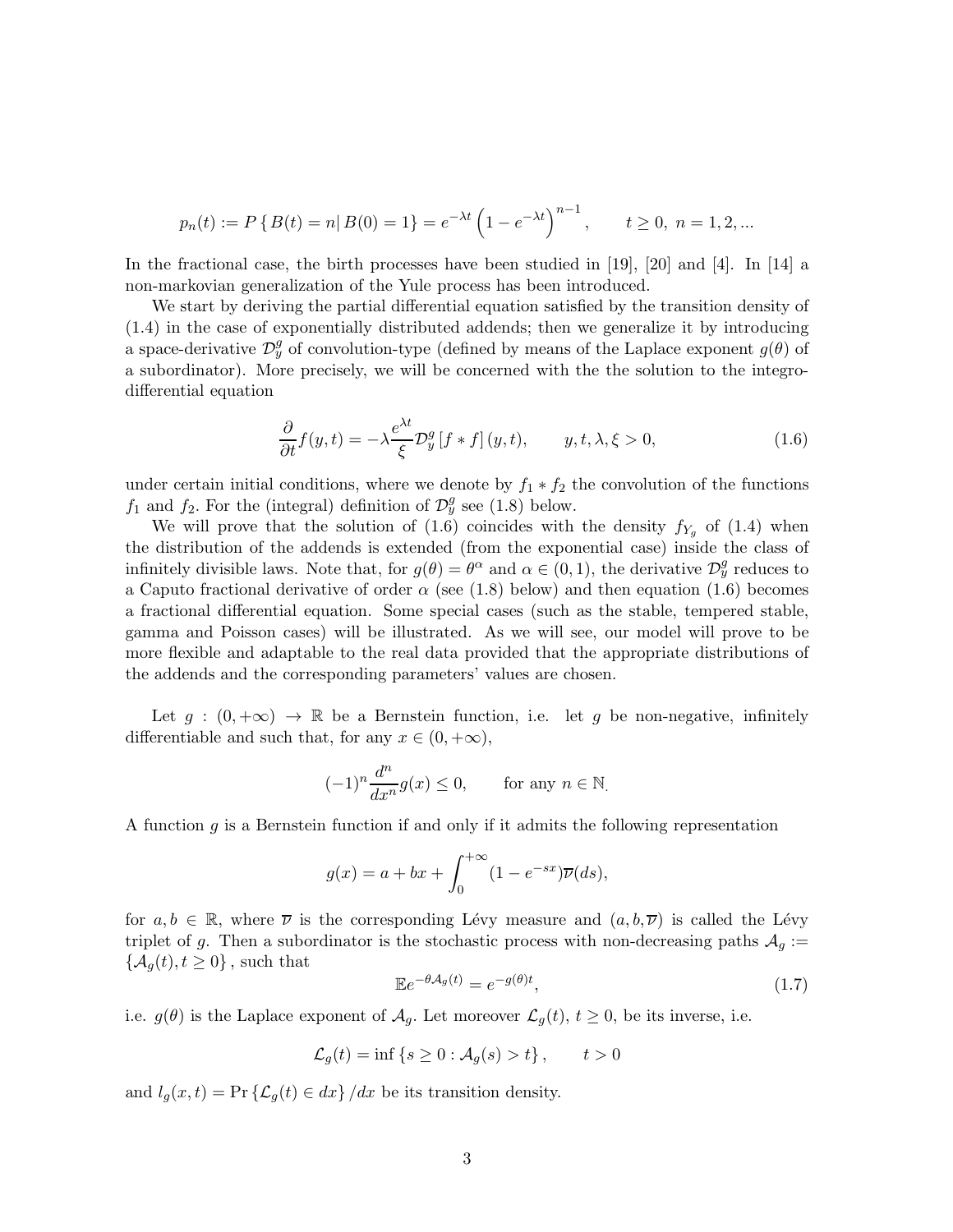$$p_n(t) := P\left\{ B(t) = n | \, B(0) = 1 \right\} = e^{-\lambda t} \left(1 - e^{-\lambda t}\right)^{n-1}, \qquad t \geq 0, \; n = 1, 2, ...$$

In the fractional case, the birth processes have been studied in [19], [20] and [4]. In [14] a non-markovian generalization of the Yule process has been introduced.

We start by deriving the partial differential equation satisfied by the transition density of (1.4) in the case of exponentially distributed addends; then we generalize it by introducing a space-derivative $\mathcal{D}_y^g$ of convolution-type (defined by means of the Laplace exponent $g(\theta)$ of a subordinator). More precisely, we will be concerned with the the solution to the integro-differential equation

$$\frac{\partial}{\partial t} f(y,t) = -\lambda \frac{e^{\lambda t}}{\xi} \mathcal{D}_y^g \left[ f * f \right](y,t), \qquad y, t, \lambda, \xi > 0, \tag{1.6}$$

under certain initial conditions, where we denote by $f_1 * f_2$ the convolution of the functions $f_1$ and $f_2$. For the (integral) definition of $\mathcal{D}_y^g$ see (1.8) below.

We will prove that the solution of (1.6) coincides with the density $f_{Y_g}$ of (1.4) when the distribution of the addends is extended (from the exponential case) inside the class of infinitely divisible laws. Note that, for $g(\theta) = \theta^\alpha$ and $\alpha \in (0,1)$, the derivative $\mathcal{D}_y^g$ reduces to a Caputo fractional derivative of order $\alpha$ (see (1.8) below) and then equation (1.6) becomes a fractional differential equation. Some special cases (such as the stable, tempered stable, gamma and Poisson cases) will be illustrated. As we will see, our model will prove to be more flexible and adaptable to the real data provided that the appropriate distributions of the addends and the corresponding parameters' values are chosen.

Let $g : (0, +\infty) \to \mathbb{R}$ be a Bernstein function, i.e. let $g$ be non-negative, infinitely differentiable and such that, for any $x \in (0, +\infty)$,

$$(-1)^n \frac{d^n}{dx^n} g(x) \leq 0, \qquad \text{for any } n \in \mathbb{N}.$$

A function $g$ is a Bernstein function if and only if it admits the following representation

$$g(x) = a + bx + \int_0^{+\infty} (1 - e^{-sx}) \overline{\nu}(ds),$$

for $a, b \in \mathbb{R}$, where $\overline{\nu}$ is the corresponding Lévy measure and $(a, b, \overline{\nu})$ is called the Lévy triplet of $g$. Then a subordinator is the stochastic process with non-decreasing paths $\mathcal{A}_g := \{\mathcal{A}_g(t), t \geq 0\}$, such that

$$\mathbb{E} e^{-\theta \mathcal{A}_g(t)} = e^{-g(\theta) t}, \tag{1.7}$$

i.e. $g(\theta)$ is the Laplace exponent of $\mathcal{A}_g$. Let moreover $\mathcal{L}_g(t)$, $t \geq 0$, be its inverse, i.e.

$$\mathcal{L}_g(t) = \inf \left\{ s \geq 0 : \mathcal{A}_g(s) > t \right\}, \qquad t > 0$$

and $l_g(x,t) = \Pr \left\{ \mathcal{L}_g(t) \in dx \right\} / dx$ be its transition density.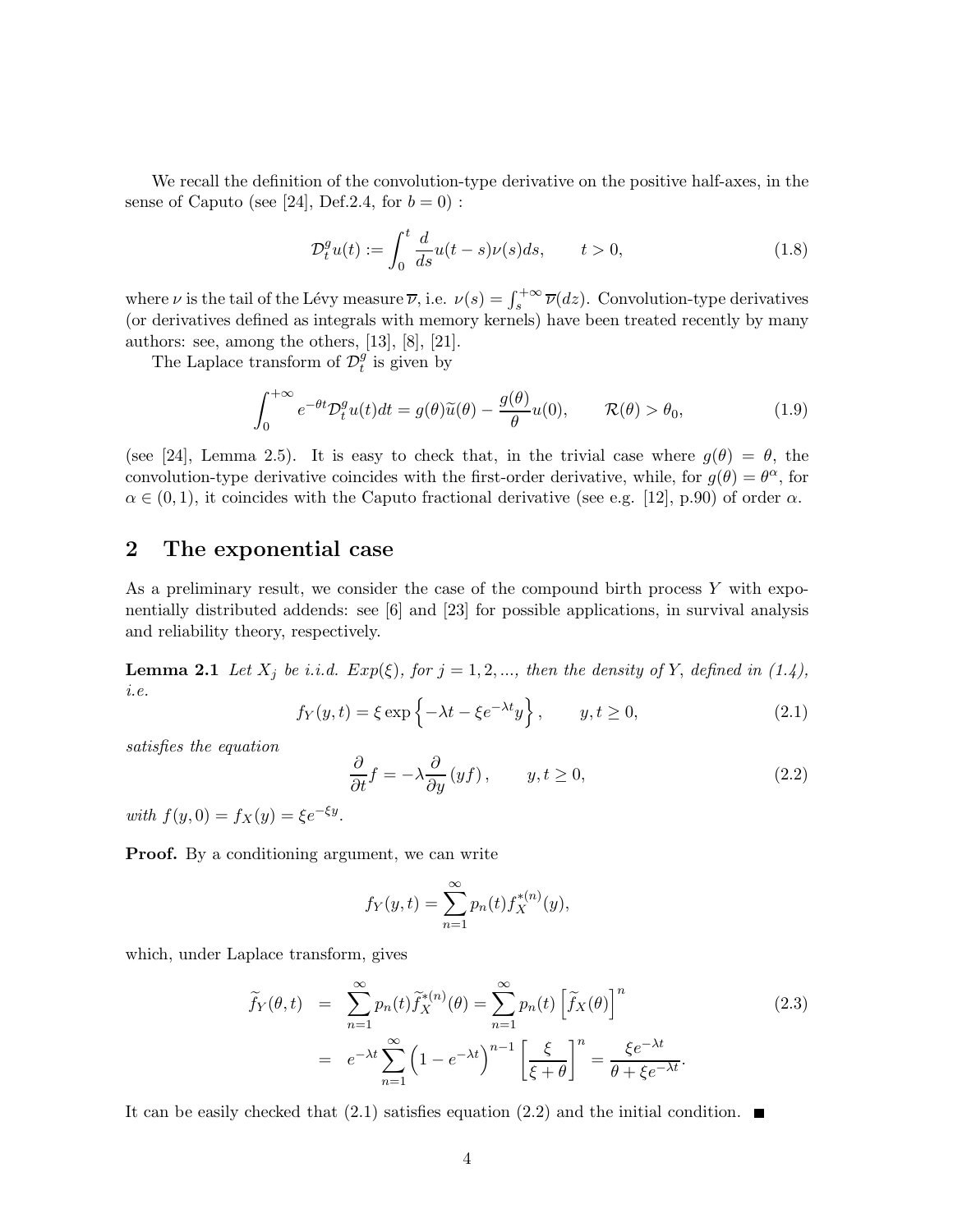We recall the definition of the convolution-type derivative on the positive half-axes, in the sense of Caputo (see [24], Def.2.4, for $b = 0$) :

$$\mathcal{D}_t^g u(t) := \int_0^t \frac{d}{ds} u(t-s) \nu(s) ds, \qquad t > 0, \tag{1.8}$$

where $\nu$ is the tail of the Lévy measure $\overline{\nu}$, i.e. $\nu(s) = \int_s^{+\infty} \overline{\nu}(dz)$. Convolution-type derivatives (or derivatives defined as integrals with memory kernels) have been treated recently by many authors: see, among the others, [13], [8], [21].

The Laplace transform of $\mathcal{D}_t^g$ is given by

$$\int_0^{+\infty} e^{-\theta t} \mathcal{D}_t^g u(t) dt = g(\theta) \widetilde{u}(\theta) - \frac{g(\theta)}{\theta} u(0), \qquad \mathcal{R}(\theta) > \theta_0, \tag{1.9}$$

(see [24], Lemma 2.5). It is easy to check that, in the trivial case where $g(\theta) = \theta$, the convolution-type derivative coincides with the first-order derivative, while, for $g(\theta) = \theta^\alpha$, for $\alpha \in (0,1)$, it coincides with the Caputo fractional derivative (see e.g. [12], p.90) of order $\alpha$.

## 2 The exponential case

As a preliminary result, we consider the case of the compound birth process $Y$ with exponentially distributed addends: see [6] and [23] for possible applications, in survival analysis and reliability theory, respectively.

**Lemma 2.1** *Let $X_j$ be i.i.d. $Exp(\xi)$, for $j = 1, 2, ...$, then the density of $Y$, defined in (1.4), i.e.*

$$f_Y(y,t) = \xi \exp\left\{-\lambda t - \xi e^{-\lambda t} y\right\}, \qquad y, t \geq 0, \tag{2.1}$$

*satisfies the equation*

$$\frac{\partial}{\partial t} f = -\lambda \frac{\partial}{\partial y} (yf), \qquad y, t \geq 0, \tag{2.2}$$

*with $f(y, 0) = f_X(y) = \xi e^{-\xi y}$.*

**Proof.** By a conditioning argument, we can write

$$f_Y(y,t) = \sum_{n=1}^{\infty} p_n(t) f_X^{*(n)}(y),$$

which, under Laplace transform, gives

$$\begin{aligned} \widetilde{f}_Y(\theta, t) &= \sum_{n=1}^{\infty} p_n(t) \widetilde{f}_X^{*(n)}(\theta) = \sum_{n=1}^{\infty} p_n(t) \left[\widetilde{f}_X(\theta)\right]^n \\ &= e^{-\lambda t} \sum_{n=1}^{\infty} \left(1 - e^{-\lambda t}\right)^{n-1} \left[\frac{\xi}{\xi + \theta}\right]^n = \frac{\xi e^{-\lambda t}}{\theta + \xi e^{-\lambda t}}. \end{aligned} \tag{2.3}$$

It can be easily checked that (2.1) satisfies equation (2.2) and the initial condition. ■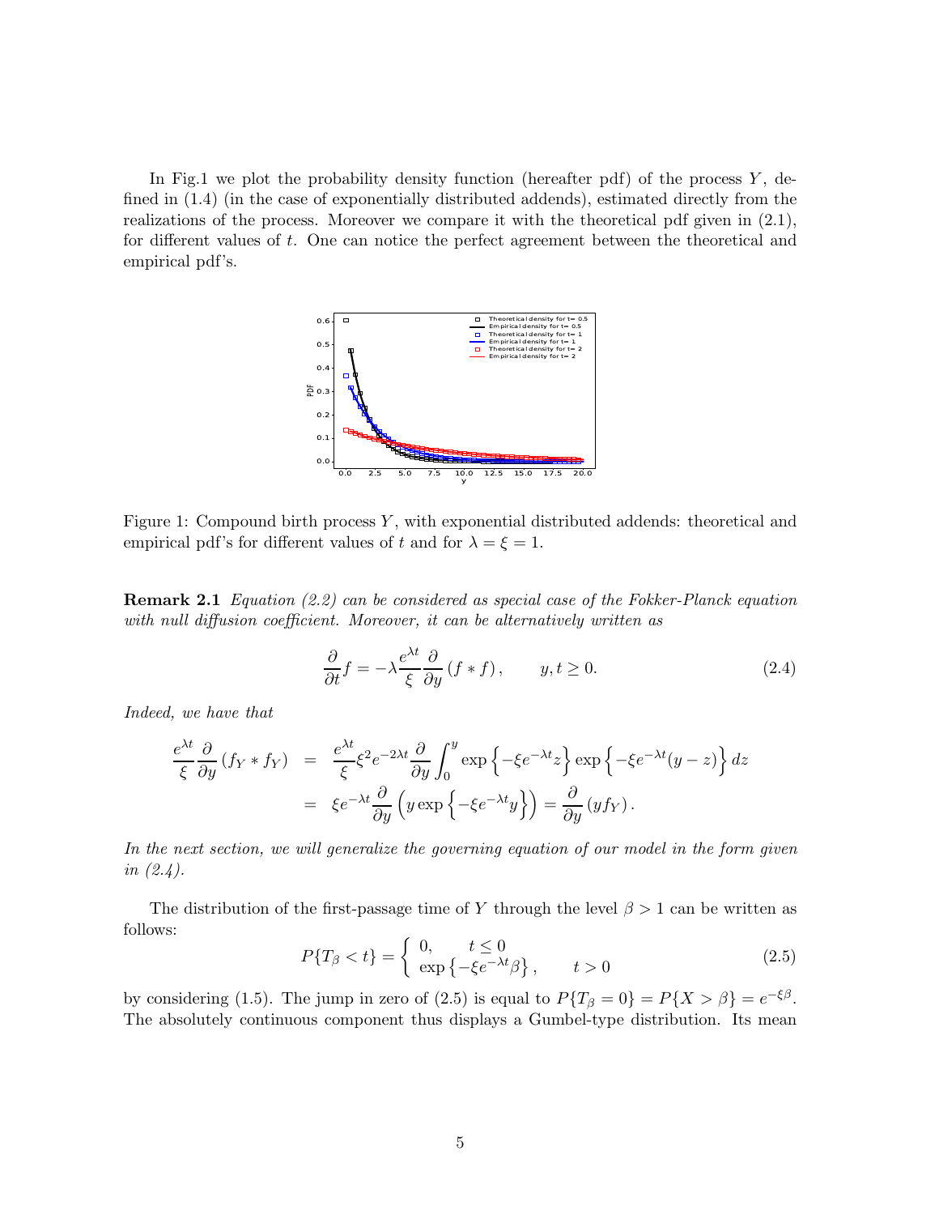In Fig.1 we plot the probability density function (hereafter pdf) of the process $Y$, defined in (1.4) (in the case of exponentially distributed addends), estimated directly from the realizations of the process. Moreover we compare it with the theoretical pdf given in (2.1), for different values of $t$. One can notice the perfect agreement between the theoretical and empirical pdf's.

Figure 1: Compound birth process $Y$, with exponential distributed addends: theoretical and empirical pdf's for different values of $t$ and for $\lambda = \xi = 1$.

**Remark 2.1** *Equation (2.2) can be considered as special case of the Fokker-Planck equation with null diffusion coefficient. Moreover, it can be alternatively written as*

$$\frac{\partial}{\partial t} f = -\lambda \frac{e^{\lambda t}}{\xi} \frac{\partial}{\partial y} (f * f), \qquad y, t \geq 0. \tag{2.4}$$

*Indeed, we have that*

$$\begin{aligned}
\frac{e^{\lambda t}}{\xi} \frac{\partial}{\partial y} (f_Y * f_Y) &= \frac{e^{\lambda t}}{\xi} \xi^2 e^{-2\lambda t} \frac{\partial}{\partial y} \int_0^y \exp\left\{-\xi e^{-\lambda t} z\right\} \exp\left\{-\xi e^{-\lambda t}(y-z)\right\} dz \\
&= \xi e^{-\lambda t} \frac{\partial}{\partial y} \left( y \exp\left\{-\xi e^{-\lambda t} y\right\}\right) = \frac{\partial}{\partial y} (y f_Y).
\end{aligned}$$

*In the next section, we will generalize the governing equation of our model in the form given in (2.4).*

The distribution of the first-passage time of $Y$ through the level $\beta > 1$ can be written as follows:

$$P\{T_\beta < t\} = \begin{cases} 0, & t \leq 0 \\ \exp\left\{-\xi e^{-\lambda t} \beta\right\}, & t > 0 \end{cases} \tag{2.5}$$

by considering (1.5). The jump in zero of (2.5) is equal to $P\{T_\beta = 0\} = P\{X > \beta\} = e^{-\xi\beta}$. The absolutely continuous component thus displays a Gumbel-type distribution. Its mean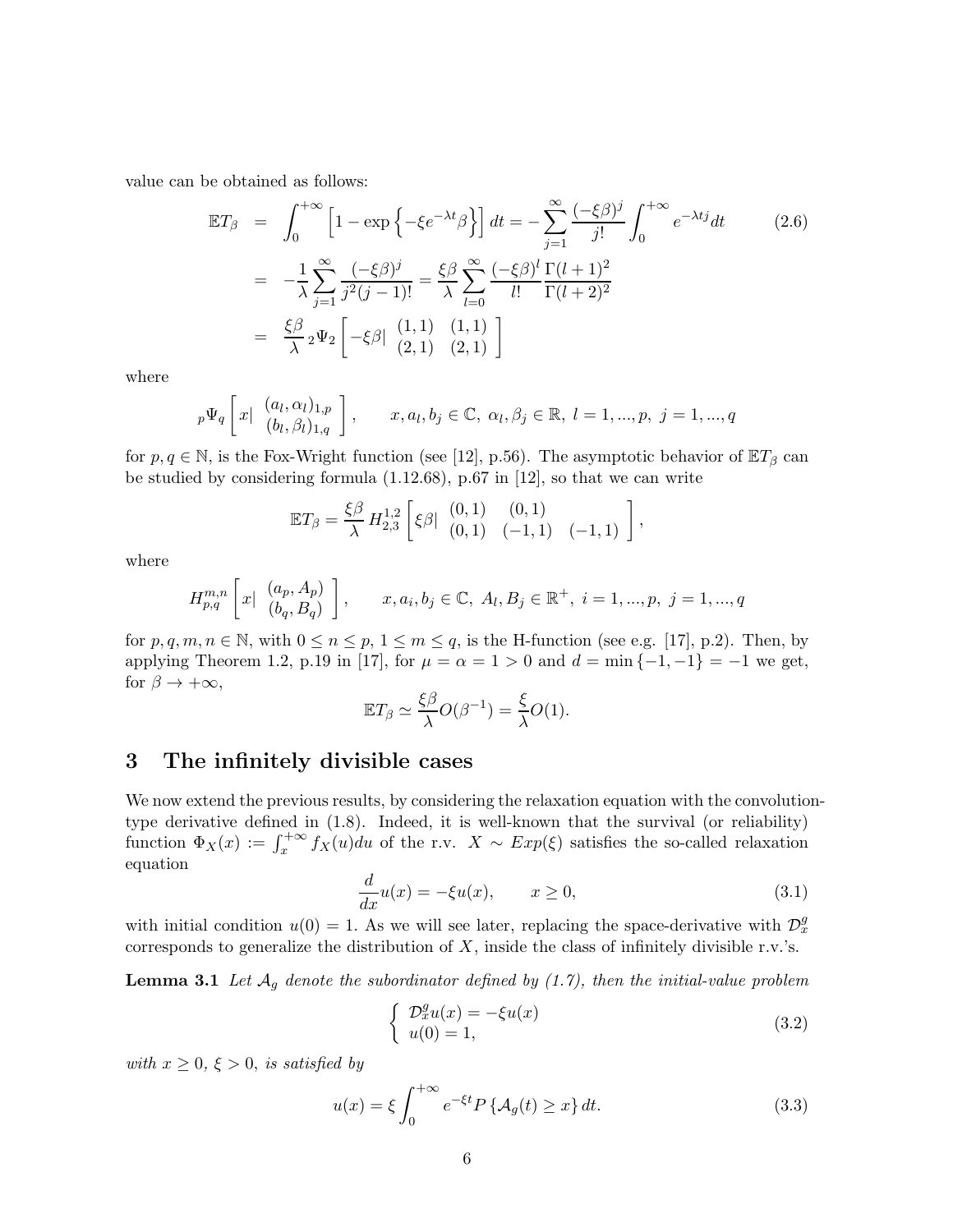value can be obtained as follows:

$$
\begin{aligned}
\mathbb{E}T_\beta &= \int_0^{+\infty} \left[1 - \exp\left\{-\xi e^{-\lambda t}\beta\right\}\right] dt = -\sum_{j=1}^{\infty} \frac{(-\xi\beta)^j}{j!} \int_0^{+\infty} e^{-\lambda t j} dt \\
&= -\frac{1}{\lambda} \sum_{j=1}^{\infty} \frac{(-\xi\beta)^j}{j^2 (j-1)!} = \frac{\xi\beta}{\lambda} \sum_{l=0}^{\infty} \frac{(-\xi\beta)^l}{l!} \frac{\Gamma(l+1)^2}{\Gamma(l+2)^2} \\
&= \frac{\xi\beta}{\lambda} \, {}_2\Psi_2 \left[ -\xi\beta | \begin{array}{cc} (1,1) & (1,1) \\ (2,1) & (2,1) \end{array} \right]
\end{aligned} \tag{2.6}
$$

where

$$
{}_p\Psi_q \left[ x | \begin{array}{c} (a_l, \alpha_l)_{1,p} \\ (b_l, \beta_l)_{1,q} \end{array} \right], \qquad x, a_l, b_j \in \mathbb{C}, \ \alpha_l, \beta_j \in \mathbb{R}, \ l = 1, ..., p, \ j = 1, ..., q
$$

for $p, q \in \mathbb{N}$, is the Fox-Wright function (see [12], p.56). The asymptotic behavior of $\mathbb{E}T_\beta$ can be studied by considering formula (1.12.68), p.67 in [12], so that we can write

$$
\mathbb{E}T_\beta = \frac{\xi\beta}{\lambda} H^{1,2}_{2,3} \left[ \xi\beta | \begin{array}{ccc} (0,1) & (0,1) & \\ (0,1) & (-1,1) & (-1,1) \end{array} \right],
$$

where

$$
H^{m,n}_{p,q} \left[ x | \begin{array}{c} (a_p, A_p) \\ (b_q, B_q) \end{array} \right], \qquad x, a_i, b_j \in \mathbb{C}, \ A_l, B_j \in \mathbb{R}^+, \ i = 1, ..., p, \ j = 1, ..., q
$$

for $p, q, m, n \in \mathbb{N}$, with $0 \leq n \leq p$, $1 \leq m \leq q$, is the H-function (see e.g. [17], p.2). Then, by applying Theorem 1.2, p.19 in [17], for $\mu = \alpha = 1 > 0$ and $d = \min\{-1, -1\} = -1$ we get, for $\beta \to +\infty$,

$$
\mathbb{E}T_\beta \simeq \frac{\xi\beta}{\lambda} O(\beta^{-1}) = \frac{\xi}{\lambda} O(1).
$$

## 3 The infinitely divisible cases

We now extend the previous results, by considering the relaxation equation with the convolution-type derivative defined in (1.8). Indeed, it is well-known that the survival (or reliability) function $\Phi_X(x) := \int_x^{+\infty} f_X(u) du$ of the r.v. $X \sim Exp(\xi)$ satisfies the so-called relaxation equation

$$
\frac{d}{dx} u(x) = -\xi u(x), \qquad x \geq 0, \tag{3.1}
$$

with initial condition $u(0) = 1$. As we will see later, replacing the space-derivative with $\mathcal{D}^g_x$ corresponds to generalize the distribution of $X$, inside the class of infinitely divisible r.v.'s.

**Lemma 3.1** *Let $\mathcal{A}_g$ denote the subordinator defined by (1.7), then the initial-value problem*

$$
\left\{ \begin{array}{l} \mathcal{D}^g_x u(x) = -\xi u(x) \\ u(0) = 1, \end{array} \right. \tag{3.2}
$$

*with $x \geq 0$, $\xi > 0$, is satisfied by*

$$
u(x) = \xi \int_0^{+\infty} e^{-\xi t} P\left\{\mathcal{A}_g(t) \geq x\right\} dt. \tag{3.3}
$$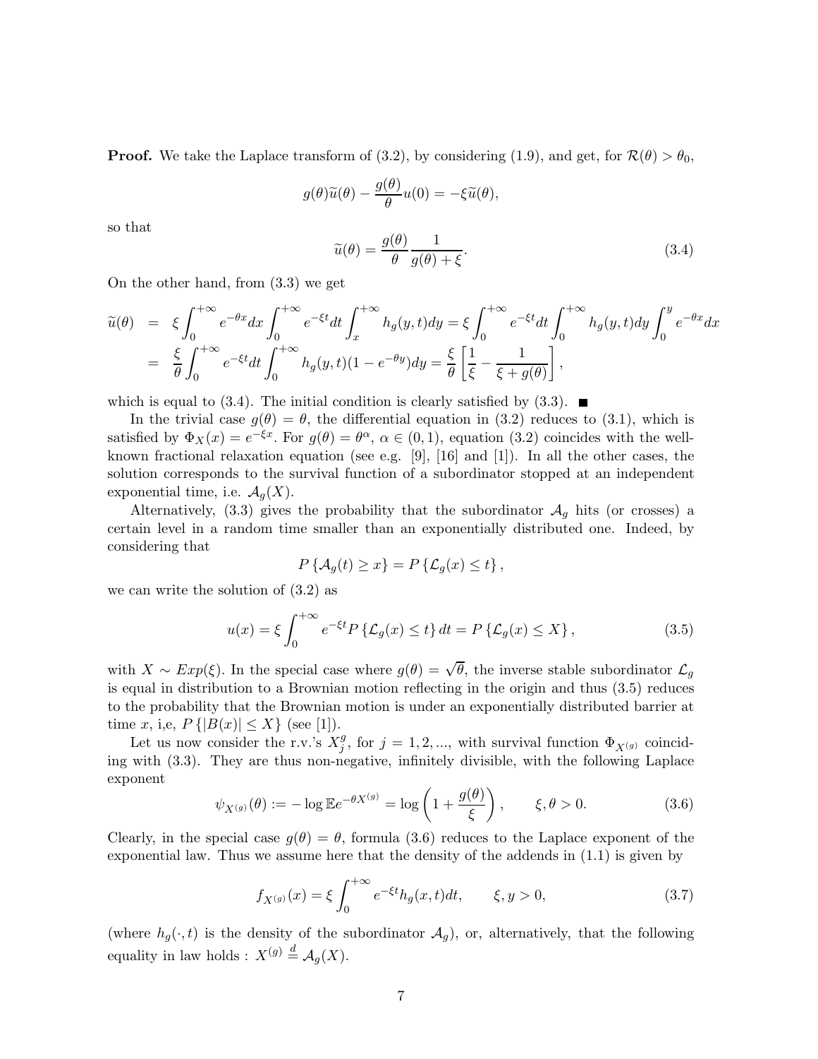**Proof.** We take the Laplace transform of (3.2), by considering (1.9), and get, for $\mathcal{R}(\theta) > \theta_0$,

$$g(\theta)\widetilde{u}(\theta) - \frac{g(\theta)}{\theta}u(0) = -\xi\widetilde{u}(\theta),$$

so that

$$\widetilde{u}(\theta) = \frac{g(\theta)}{\theta}\frac{1}{g(\theta)+\xi}. \tag{3.4}$$

On the other hand, from (3.3) we get

$$\begin{aligned}\widetilde{u}(\theta) &= \xi\int_0^{+\infty} e^{-\theta x}dx\int_0^{+\infty} e^{-\xi t}dt\int_x^{+\infty} h_g(y,t)dy = \xi\int_0^{+\infty} e^{-\xi t}dt\int_0^{+\infty} h_g(y,t)dy\int_0^y e^{-\theta x}dx \\ &= \frac{\xi}{\theta}\int_0^{+\infty} e^{-\xi t}dt\int_0^{+\infty} h_g(y,t)(1-e^{-\theta y})dy = \frac{\xi}{\theta}\left[\frac{1}{\xi} - \frac{1}{\xi + g(\theta)}\right],\end{aligned}$$

which is equal to (3.4). The initial condition is clearly satisfied by (3.3). ■

In the trivial case $g(\theta) = \theta$, the differential equation in (3.2) reduces to (3.1), which is satisfied by $\Phi_X(x) = e^{-\xi x}$. For $g(\theta) = \theta^\alpha$, $\alpha \in (0,1)$, equation (3.2) coincides with the well-known fractional relaxation equation (see e.g. [9], [16] and [1]). In all the other cases, the solution corresponds to the survival function of a subordinator stopped at an independent exponential time, i.e. $\mathcal{A}_g(X)$.

Alternatively, (3.3) gives the probability that the subordinator $\mathcal{A}_g$ hits (or crosses) a certain level in a random time smaller than an exponentially distributed one. Indeed, by considering that

$$P\left\{\mathcal{A}_g(t) \geq x\right\} = P\left\{\mathcal{L}_g(x) \leq t\right\},$$

we can write the solution of (3.2) as

$$u(x) = \xi\int_0^{+\infty} e^{-\xi t}P\left\{\mathcal{L}_g(x) \leq t\right\}dt = P\left\{\mathcal{L}_g(x) \leq X\right\}, \tag{3.5}$$

with $X \sim Exp(\xi)$. In the special case where $g(\theta) = \sqrt{\theta}$, the inverse stable subordinator $\mathcal{L}_g$ is equal in distribution to a Brownian motion reflecting in the origin and thus (3.5) reduces to the probability that the Brownian motion is under an exponentially distributed barrier at time $x$, i,e, $P\left\{|B(x)| \leq X\right\}$ (see [1]).

Let us now consider the r.v.'s $X_j^g$, for $j = 1, 2, ...$, with survival function $\Phi_{X^{(g)}}$ coinciding with (3.3). They are thus non-negative, infinitely divisible, with the following Laplace exponent

$$\psi_{X^{(g)}}(\theta) := -\log \mathbb{E}e^{-\theta X^{(g)}} = \log\left(1 + \frac{g(\theta)}{\xi}\right), \qquad \xi, \theta > 0. \tag{3.6}$$

Clearly, in the special case $g(\theta) = \theta$, formula (3.6) reduces to the Laplace exponent of the exponential law. Thus we assume here that the density of the addends in (1.1) is given by

$$f_{X^{(g)}}(x) = \xi\int_0^{+\infty} e^{-\xi t}h_g(x,t)dt, \qquad \xi, y > 0, \tag{3.7}$$

(where $h_g(\cdot, t)$ is the density of the subordinator $\mathcal{A}_g$), or, alternatively, that the following equality in law holds : $X^{(g)} \overset{d}{=} \mathcal{A}_g(X)$.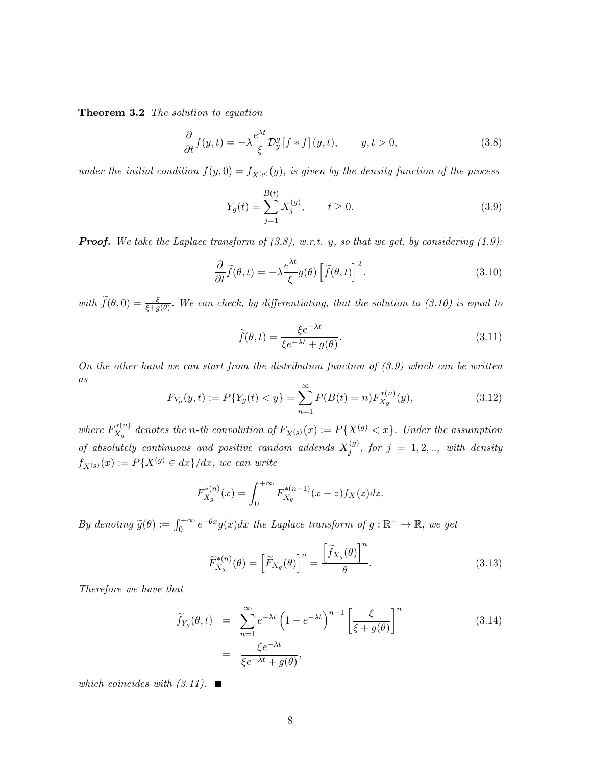**Theorem 3.2** *The solution to equation*

$$\frac{\partial}{\partial t} f(y,t) = -\lambda \frac{e^{\lambda t}}{\xi} \mathcal{D}_y^g \left[ f * f \right](y,t), \qquad y,t>0, \tag{3.8}$$

*under the initial condition $f(y,0) = f_{X^{(g)}}(y)$, is given by the density function of the process*

$$Y_g(t) = \sum_{j=1}^{B(t)} X_j^{(g)}, \qquad t \geq 0. \tag{3.9}$$

***Proof.*** *We take the Laplace transform of (3.8), w.r.t. $y$, so that we get, by considering (1.9):*

$$\frac{\partial}{\partial t} \widetilde{f}(\theta,t) = -\lambda \frac{e^{\lambda t}}{\xi} g(\theta) \left[ \widetilde{f}(\theta,t) \right]^2, \tag{3.10}$$

*with $\widetilde{f}(\theta,0) = \frac{\xi}{\xi + g(\theta)}$. We can check, by differentiating, that the solution to (3.10) is equal to*

$$\widetilde{f}(\theta,t) = \frac{\xi e^{-\lambda t}}{\xi e^{-\lambda t} + g(\theta)}. \tag{3.11}$$

*On the other hand we can start from the distribution function of (3.9) which can be written as*

$$F_{Y_g}(y,t) := P\{Y_g(t) < y\} = \sum_{n=1}^{\infty} P(B(t) = n) F_{X_g}^{*(n)}(y), \tag{3.12}$$

*where $F_{X_g}^{*(n)}$ denotes the $n$-th convolution of $F_{X^{(g)}}(x) := P\{X^{(g)} < x\}$. Under the assumption of absolutely continuous and positive random addends $X_j^{(g)}$, for $j = 1, 2, ..,$ with density $f_{X^{(g)}}(x) := P\{X^{(g)} \in dx\}/dx$, we can write*

$$F_{X_g}^{*(n)}(x) = \int_0^{+\infty} F_{X_g}^{*(n-1)}(x - z) f_X(z) dz.$$

*By denoting $\widetilde{g}(\theta) := \int_0^{+\infty} e^{-\theta x} g(x) dx$ the Laplace transform of $g : \mathbb{R}^+ \to \mathbb{R}$, we get*

$$\widetilde{F}_{X_g}^{*(n)}(\theta) = \left[ \widetilde{F}_{X_g}(\theta) \right]^n = \frac{\left[ \widetilde{f}_{X_g}(\theta) \right]^n}{\theta}. \tag{3.13}$$

*Therefore we have that*

$$\begin{aligned} \widetilde{f}_{Y_g}(\theta,t) &= \sum_{n=1}^{\infty} e^{-\lambda t} \left( 1 - e^{-\lambda t} \right)^{n-1} \left[ \frac{\xi}{\xi + g(\theta)} \right]^n \\ &= \frac{\xi e^{-\lambda t}}{\xi e^{-\lambda t} + g(\theta)}, \end{aligned} \tag{3.14}$$

*which coincides with (3.11).* ∎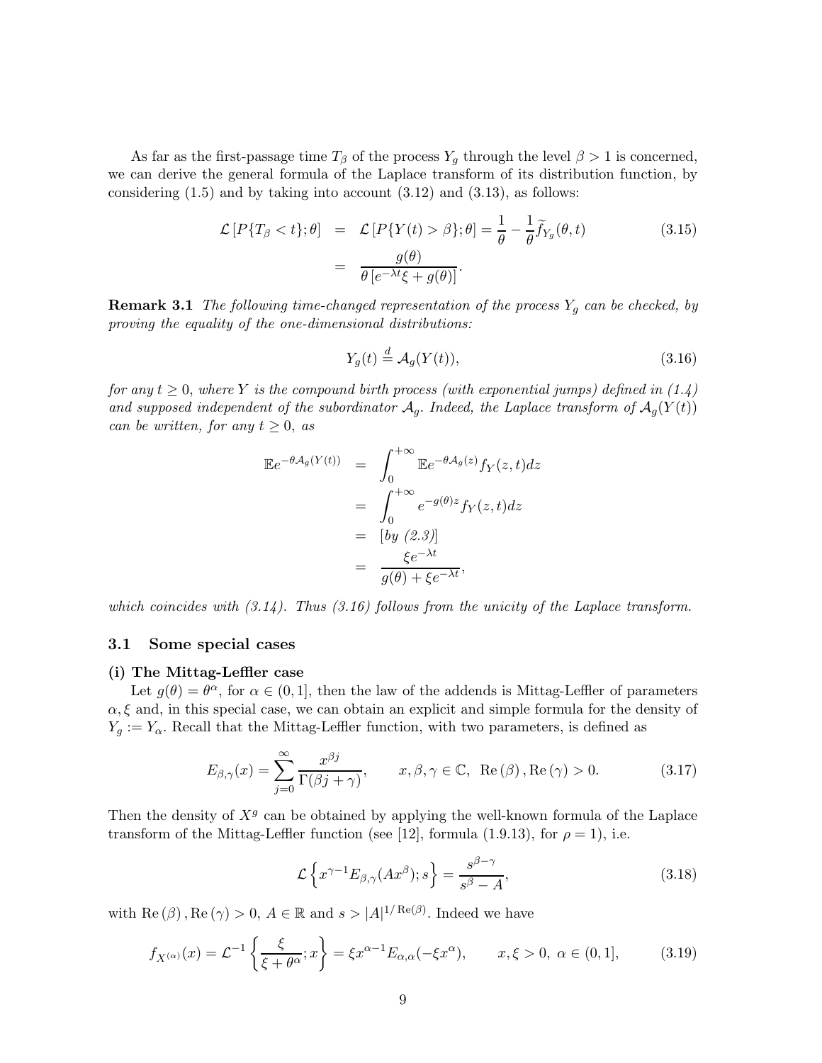As far as the first-passage time $T_\beta$ of the process $Y_g$ through the level $\beta > 1$ is concerned, we can derive the general formula of the Laplace transform of its distribution function, by considering (1.5) and by taking into account (3.12) and (3.13), as follows:

$$
\begin{aligned}
\mathcal{L}\left[P\{T_\beta < t\}; \theta\right] &= \mathcal{L}\left[P\{Y(t) > \beta\}; \theta\right] = \frac{1}{\theta} - \frac{1}{\theta}\widetilde{f}_{Y_g}(\theta, t) \\
&= \frac{g(\theta)}{\theta\left[e^{-\lambda t}\xi + g(\theta)\right]}.
\end{aligned}
\tag{3.15}
$$

**Remark 3.1** *The following time-changed representation of the process $Y_g$ can be checked, by proving the equality of the one-dimensional distributions:*

$$
Y_g(t) \stackrel{d}{=} \mathcal{A}_g(Y(t)),
\tag{3.16}
$$

*for any $t \geq 0$, where $Y$ is the compound birth process (with exponential jumps) defined in (1.4) and supposed independent of the subordinator $\mathcal{A}_g$. Indeed, the Laplace transform of $\mathcal{A}_g(Y(t))$ can be written, for any $t \geq 0$, as*

$$
\begin{aligned}
\mathbb{E}e^{-\theta \mathcal{A}_g(Y(t))} &= \int_0^{+\infty} \mathbb{E}e^{-\theta \mathcal{A}_g(z)} f_Y(z,t)dz \\
&= \int_0^{+\infty} e^{-g(\theta)z} f_Y(z,t)dz \\
&= [by\ (2.3)] \\
&= \frac{\xi e^{-\lambda t}}{g(\theta) + \xi e^{-\lambda t}},
\end{aligned}
$$

*which coincides with (3.14). Thus (3.16) follows from the unicity of the Laplace transform.*

## 3.1 Some special cases

**(i) The Mittag-Leffler case**

Let $g(\theta) = \theta^\alpha$, for $\alpha \in (0,1]$, then the law of the addends is Mittag-Leffler of parameters $\alpha, \xi$ and, in this special case, we can obtain an explicit and simple formula for the density of $Y_g := Y_\alpha$. Recall that the Mittag-Leffler function, with two parameters, is defined as

$$
E_{\beta,\gamma}(x) = \sum_{j=0}^{\infty} \frac{x^{\beta j}}{\Gamma(\beta j + \gamma)}, \qquad x, \beta, \gamma \in \mathbb{C},\ \mathrm{Re}\,(\beta)\,, \mathrm{Re}\,(\gamma) > 0.
\tag{3.17}
$$

Then the density of $X^g$ can be obtained by applying the well-known formula of the Laplace transform of the Mittag-Leffler function (see [12], formula (1.9.13), for $\rho = 1$), i.e.

$$
\mathcal{L}\left\{x^{\gamma-1}E_{\beta,\gamma}(Ax^\beta); s\right\} = \frac{s^{\beta-\gamma}}{s^\beta - A},
\tag{3.18}
$$

with $\mathrm{Re}\,(\beta)\,, \mathrm{Re}\,(\gamma) > 0$, $A \in \mathbb{R}$ and $s > |A|^{1/\mathrm{Re}(\beta)}$. Indeed we have

$$
f_{X^{(\alpha)}}(x) = \mathcal{L}^{-1}\left\{\frac{\xi}{\xi + \theta^\alpha}; x\right\} = \xi x^{\alpha-1}E_{\alpha,\alpha}(-\xi x^\alpha), \qquad x, \xi > 0,\ \alpha \in (0,1],
\tag{3.19}
$$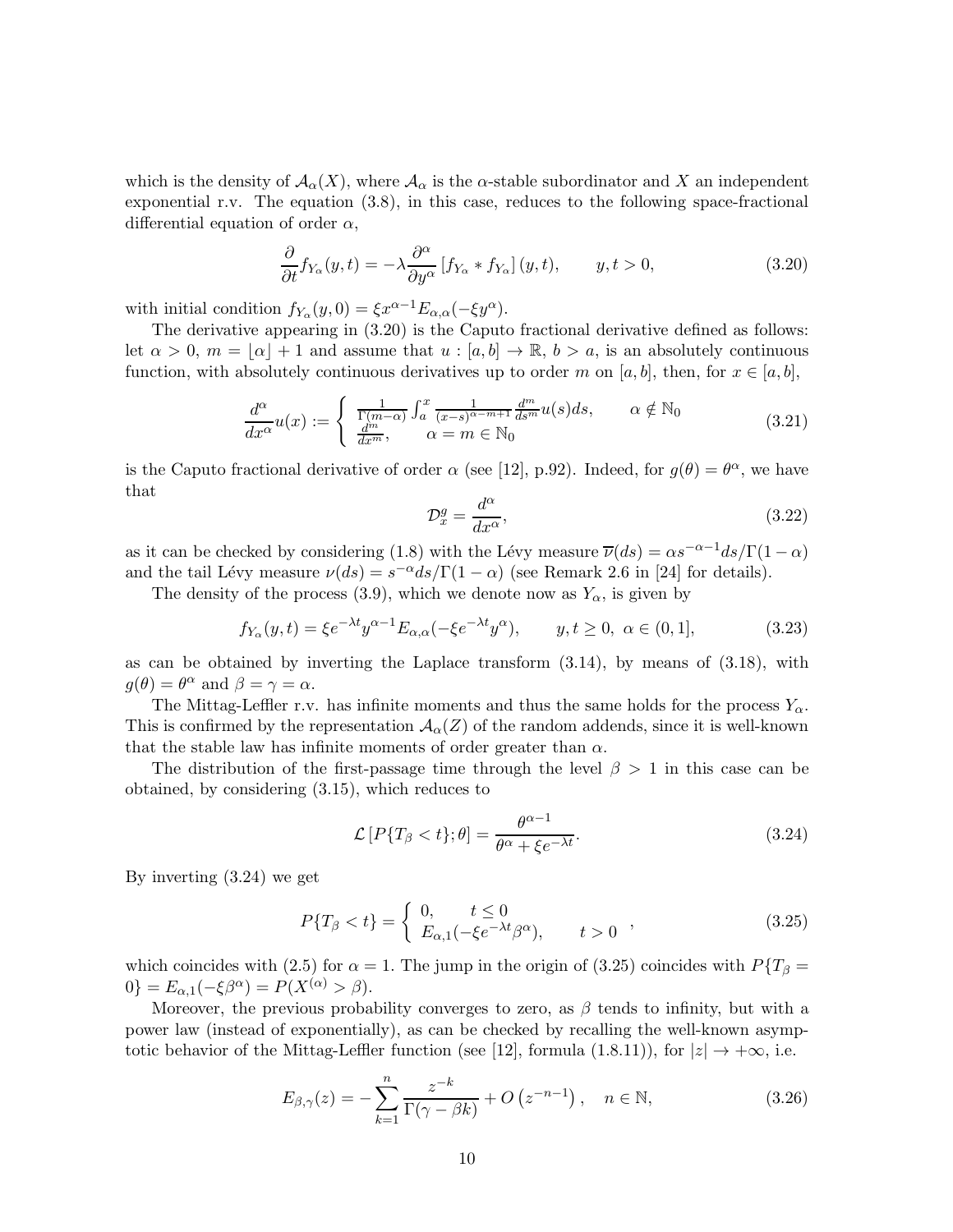which is the density of $\mathcal{A}_\alpha(X)$, where $\mathcal{A}_\alpha$ is the $\alpha$-stable subordinator and $X$ an independent exponential r.v. The equation (3.8), in this case, reduces to the following space-fractional differential equation of order $\alpha$,

$$\frac{\partial}{\partial t} f_{Y_\alpha}(y,t) = -\lambda \frac{\partial^\alpha}{\partial y^\alpha} \left[ f_{Y_\alpha} * f_{Y_\alpha} \right](y,t), \qquad y, t > 0, \tag{3.20}$$

with initial condition $f_{Y_\alpha}(y,0) = \xi x^{\alpha-1} E_{\alpha,\alpha}(-\xi y^\alpha)$.

The derivative appearing in (3.20) is the Caputo fractional derivative defined as follows: let $\alpha > 0$, $m = \lfloor \alpha \rfloor + 1$ and assume that $u : [a,b] \to \mathbb{R}$, $b > a$, is an absolutely continuous function, with absolutely continuous derivatives up to order $m$ on $[a,b]$, then, for $x \in [a,b]$,

$$\frac{d^\alpha}{dx^\alpha} u(x) := \begin{cases} \frac{1}{\Gamma(m-\alpha)} \int_a^x \frac{1}{(x-s)^{\alpha-m+1}} \frac{d^m}{ds^m} u(s) ds, & \alpha \notin \mathbb{N}_0 \\ \frac{d^m}{dx^m}, & \alpha = m \in \mathbb{N}_0 \end{cases} \tag{3.21}$$

is the Caputo fractional derivative of order $\alpha$ (see [12], p.92). Indeed, for $g(\theta) = \theta^\alpha$, we have that

$$\mathcal{D}_x^g = \frac{d^\alpha}{dx^\alpha}, \tag{3.22}$$

as it can be checked by considering (1.8) with the Lévy measure $\overline{\nu}(ds) = \alpha s^{-\alpha-1} ds / \Gamma(1-\alpha)$ and the tail Lévy measure $\nu(ds) = s^{-\alpha} ds / \Gamma(1-\alpha)$ (see Remark 2.6 in [24] for details).

The density of the process (3.9), which we denote now as $Y_\alpha$, is given by

$$f_{Y_\alpha}(y,t) = \xi e^{-\lambda t} y^{\alpha-1} E_{\alpha,\alpha}(-\xi e^{-\lambda t} y^\alpha), \qquad y, t \geq 0, \ \alpha \in (0,1], \tag{3.23}$$

as can be obtained by inverting the Laplace transform (3.14), by means of (3.18), with $g(\theta) = \theta^\alpha$ and $\beta = \gamma = \alpha$.

The Mittag-Leffler r.v. has infinite moments and thus the same holds for the process $Y_\alpha$. This is confirmed by the representation $\mathcal{A}_\alpha(Z)$ of the random addends, since it is well-known that the stable law has infinite moments of order greater than $\alpha$.

The distribution of the first-passage time through the level $\beta > 1$ in this case can be obtained, by considering (3.15), which reduces to

$$\mathcal{L}\left[ P\{T_\beta < t\}; \theta \right] = \frac{\theta^{\alpha-1}}{\theta^\alpha + \xi e^{-\lambda t}}. \tag{3.24}$$

By inverting (3.24) we get

$$P\{T_\beta < t\} = \begin{cases} 0, & t \leq 0 \\ E_{\alpha,1}(-\xi e^{-\lambda t} \beta^\alpha), & t > 0 \end{cases}, \tag{3.25}$$

which coincides with (2.5) for $\alpha = 1$. The jump in the origin of (3.25) coincides with $P\{T_\beta = 0\} = E_{\alpha,1}(-\xi \beta^\alpha) = P(X^{(\alpha)} > \beta)$.

Moreover, the previous probability converges to zero, as $\beta$ tends to infinity, but with a power law (instead of exponentially), as can be checked by recalling the well-known asymptotic behavior of the Mittag-Leffler function (see [12], formula (1.8.11)), for $|z| \to +\infty$, i.e.

$$E_{\beta,\gamma}(z) = -\sum_{k=1}^n \frac{z^{-k}}{\Gamma(\gamma - \beta k)} + O\left( z^{-n-1} \right), \quad n \in \mathbb{N}, \tag{3.26}$$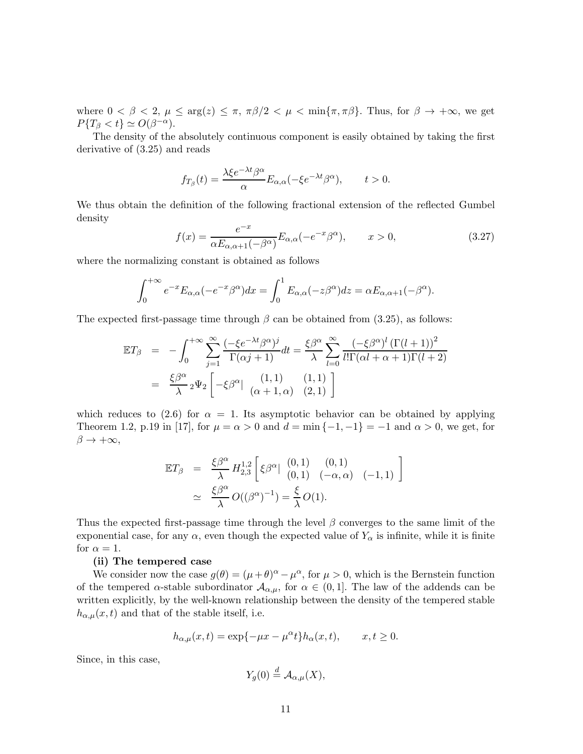where $0 < \beta < 2$, $\mu \leq \arg(z) \leq \pi$, $\pi\beta/2 < \mu < \min\{\pi, \pi\beta\}$. Thus, for $\beta \to +\infty$, we get $P\{T_\beta < t\} \simeq O(\beta^{-\alpha})$.

The density of the absolutely continuous component is easily obtained by taking the first derivative of (3.25) and reads

$$f_{T_\beta}(t) = \frac{\lambda \xi e^{-\lambda t}\beta^\alpha}{\alpha} E_{\alpha,\alpha}(-\xi e^{-\lambda t}\beta^\alpha), \qquad t > 0.$$

We thus obtain the definition of the following fractional extension of the reflected Gumbel density

$$f(x) = \frac{e^{-x}}{\alpha E_{\alpha,\alpha+1}(-\beta^\alpha)} E_{\alpha,\alpha}(-e^{-x}\beta^\alpha), \qquad x > 0, \tag{3.27}$$

where the normalizing constant is obtained as follows

$$\int_0^{+\infty} e^{-x} E_{\alpha,\alpha}(-e^{-x}\beta^\alpha) dx = \int_0^1 E_{\alpha,\alpha}(-z\beta^\alpha) dz = \alpha E_{\alpha,\alpha+1}(-\beta^\alpha).$$

The expected first-passage time through $\beta$ can be obtained from (3.25), as follows:

$$\begin{aligned}
\mathbb{E}T_\beta &= -\int_0^{+\infty} \sum_{j=1}^{\infty} \frac{(-\xi e^{-\lambda t}\beta^\alpha)^j}{\Gamma(\alpha j + 1)} dt = \frac{\xi \beta^\alpha}{\lambda} \sum_{l=0}^{\infty} \frac{(-\xi\beta^\alpha)^l \left(\Gamma(l+1)\right)^2}{l!\Gamma(\alpha l + \alpha + 1)\Gamma(l+2)} \\
&= \frac{\xi\beta^\alpha}{\lambda} {}_2\Psi_2 \left[ -\xi\beta^\alpha \Big| \begin{array}{cc} (1,1) & (1,1) \\ (\alpha+1,\alpha) & (2,1) \end{array} \right]
\end{aligned}$$

which reduces to (2.6) for $\alpha = 1$. Its asymptotic behavior can be obtained by applying Theorem 1.2, p.19 in [17], for $\mu = \alpha > 0$ and $d = \min\{-1,-1\} = -1$ and $\alpha > 0$, we get, for $\beta \to +\infty$,

$$\begin{aligned}
\mathbb{E}T_\beta &= \frac{\xi\beta^\alpha}{\lambda} H^{1,2}_{2,3} \left[ \xi\beta^\alpha \Big| \begin{array}{ccc} (0,1) & (0,1) & \\ (0,1) & (-\alpha,\alpha) & (-1,1) \end{array} \right] \\
&\simeq \frac{\xi\beta^\alpha}{\lambda} O((\beta^\alpha)^{-1}) = \frac{\xi}{\lambda} O(1).
\end{aligned}$$

Thus the expected first-passage time through the level $\beta$ converges to the same limit of the exponential case, for any $\alpha$, even though the expected value of $Y_\alpha$ is infinite, while it is finite for $\alpha = 1$.

**(ii) The tempered case**

We consider now the case $g(\theta) = (\mu + \theta)^\alpha - \mu^\alpha$, for $\mu > 0$, which is the Bernstein function of the tempered $\alpha$-stable subordinator $\mathcal{A}_{\alpha,\mu}$, for $\alpha \in (0,1]$. The law of the addends can be written explicitly, by the well-known relationship between the density of the tempered stable $h_{\alpha,\mu}(x,t)$ and that of the stable itself, i.e.

$$h_{\alpha,\mu}(x,t) = \exp\{-\mu x - \mu^\alpha t\} h_\alpha(x,t), \qquad x, t \geq 0.$$

Since, in this case,

$$Y_g(0) \overset{d}{=} \mathcal{A}_{\alpha,\mu}(X),$$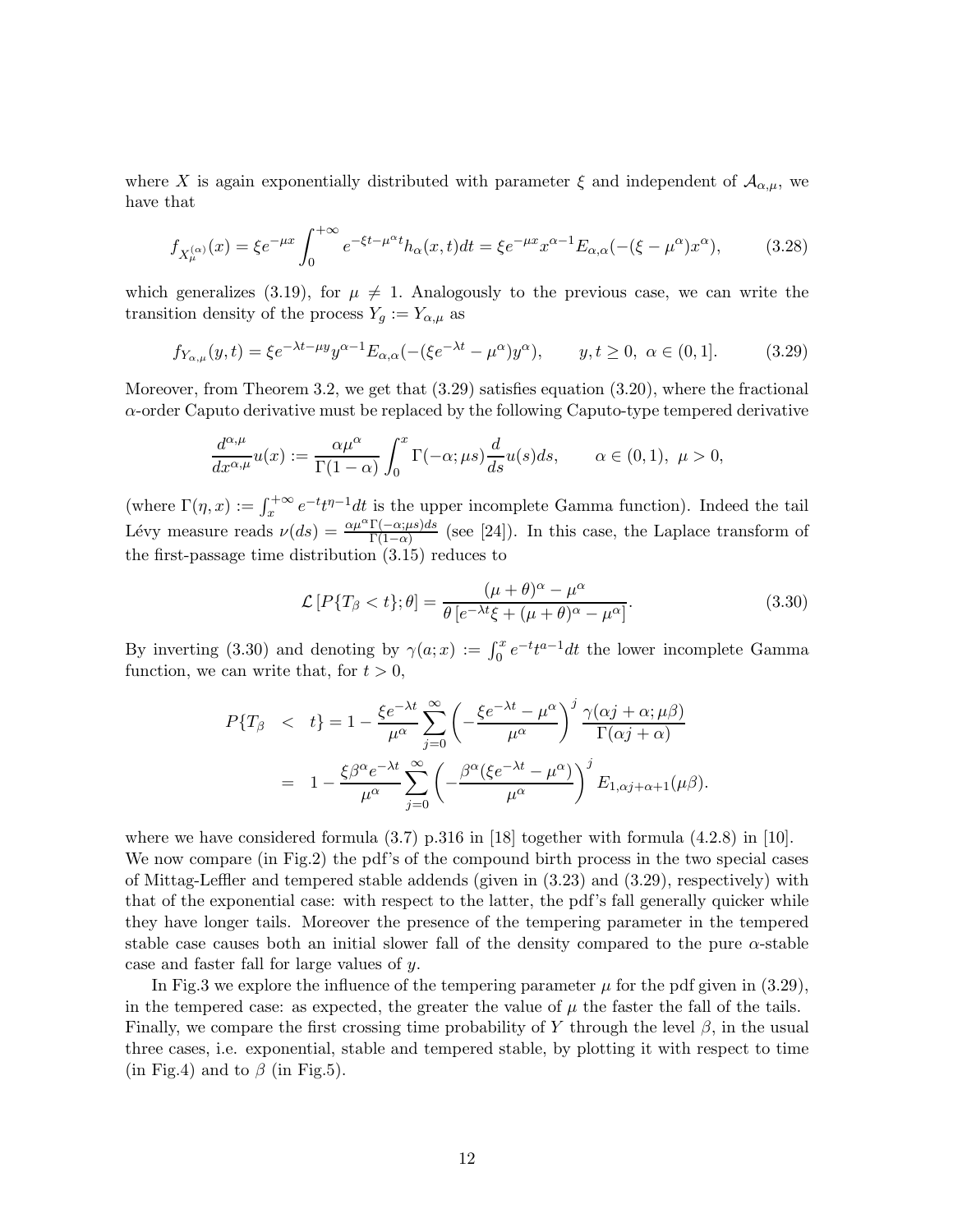where $X$ is again exponentially distributed with parameter $\xi$ and independent of $\mathcal{A}_{\alpha,\mu}$, we have that

$$f_{X_\mu^{(\alpha)}}(x) = \xi e^{-\mu x} \int_0^{+\infty} e^{-\xi t - \mu^\alpha t} h_\alpha(x,t) dt = \xi e^{-\mu x} x^{\alpha-1} E_{\alpha,\alpha}(-(\xi - \mu^\alpha) x^\alpha), \tag{3.28}$$

which generalizes (3.19), for $\mu \neq 1$. Analogously to the previous case, we can write the transition density of the process $Y_g := Y_{\alpha,\mu}$ as

$$f_{Y_{\alpha,\mu}}(y,t) = \xi e^{-\lambda t - \mu y} y^{\alpha-1} E_{\alpha,\alpha}(-(\xi e^{-\lambda t} - \mu^\alpha) y^\alpha), \qquad y, t \geq 0, \ \alpha \in (0,1]. \tag{3.29}$$

Moreover, from Theorem 3.2, we get that (3.29) satisfies equation (3.20), where the fractional $\alpha$-order Caputo derivative must be replaced by the following Caputo-type tempered derivative

$$\frac{d^{\alpha,\mu}}{dx^{\alpha,\mu}} u(x) := \frac{\alpha \mu^\alpha}{\Gamma(1-\alpha)} \int_0^x \Gamma(-\alpha; \mu s) \frac{d}{ds} u(s) ds, \qquad \alpha \in (0,1), \ \mu > 0,$$

(where $\Gamma(\eta, x) := \int_x^{+\infty} e^{-t} t^{\eta-1} dt$ is the upper incomplete Gamma function). Indeed the tail Lévy measure reads $\nu(ds) = \frac{\alpha \mu^\alpha \Gamma(-\alpha;\mu s) ds}{\Gamma(1-\alpha)}$ (see [24]). In this case, the Laplace transform of the first-passage time distribution (3.15) reduces to

$$\mathcal{L}\left[P\{T_\beta < t\}; \theta\right] = \frac{(\mu+\theta)^\alpha - \mu^\alpha}{\theta \left[e^{-\lambda t} \xi + (\mu+\theta)^\alpha - \mu^\alpha\right]}. \tag{3.30}$$

By inverting (3.30) and denoting by $\gamma(a; x) := \int_0^x e^{-t} t^{a-1} dt$ the lower incomplete Gamma function, we can write that, for $t > 0$,

$$\begin{aligned}
P\{T_\beta &< t\} = 1 - \frac{\xi e^{-\lambda t}}{\mu^\alpha} \sum_{j=0}^\infty \left(-\frac{\xi e^{-\lambda t} - \mu^\alpha}{\mu^\alpha}\right)^j \frac{\gamma(\alpha j + \alpha; \mu \beta)}{\Gamma(\alpha j + \alpha)} \\
&= 1 - \frac{\xi \beta^\alpha e^{-\lambda t}}{\mu^\alpha} \sum_{j=0}^\infty \left(-\frac{\beta^\alpha (\xi e^{-\lambda t} - \mu^\alpha)}{\mu^\alpha}\right)^j E_{1,\alpha j + \alpha + 1}(\mu \beta).
\end{aligned}$$

where we have considered formula (3.7) p.316 in [18] together with formula (4.2.8) in [10]. We now compare (in Fig.2) the pdf's of the compound birth process in the two special cases of Mittag-Leffler and tempered stable addends (given in (3.23) and (3.29), respectively) with that of the exponential case: with respect to the latter, the pdf's fall generally quicker while they have longer tails. Moreover the presence of the tempering parameter in the tempered stable case causes both an initial slower fall of the density compared to the pure $\alpha$-stable case and faster fall for large values of $y$.

In Fig.3 we explore the influence of the tempering parameter $\mu$ for the pdf given in (3.29), in the tempered case: as expected, the greater the value of $\mu$ the faster the fall of the tails. Finally, we compare the first crossing time probability of $Y$ through the level $\beta$, in the usual three cases, i.e. exponential, stable and tempered stable, by plotting it with respect to time (in Fig.4) and to $\beta$ (in Fig.5).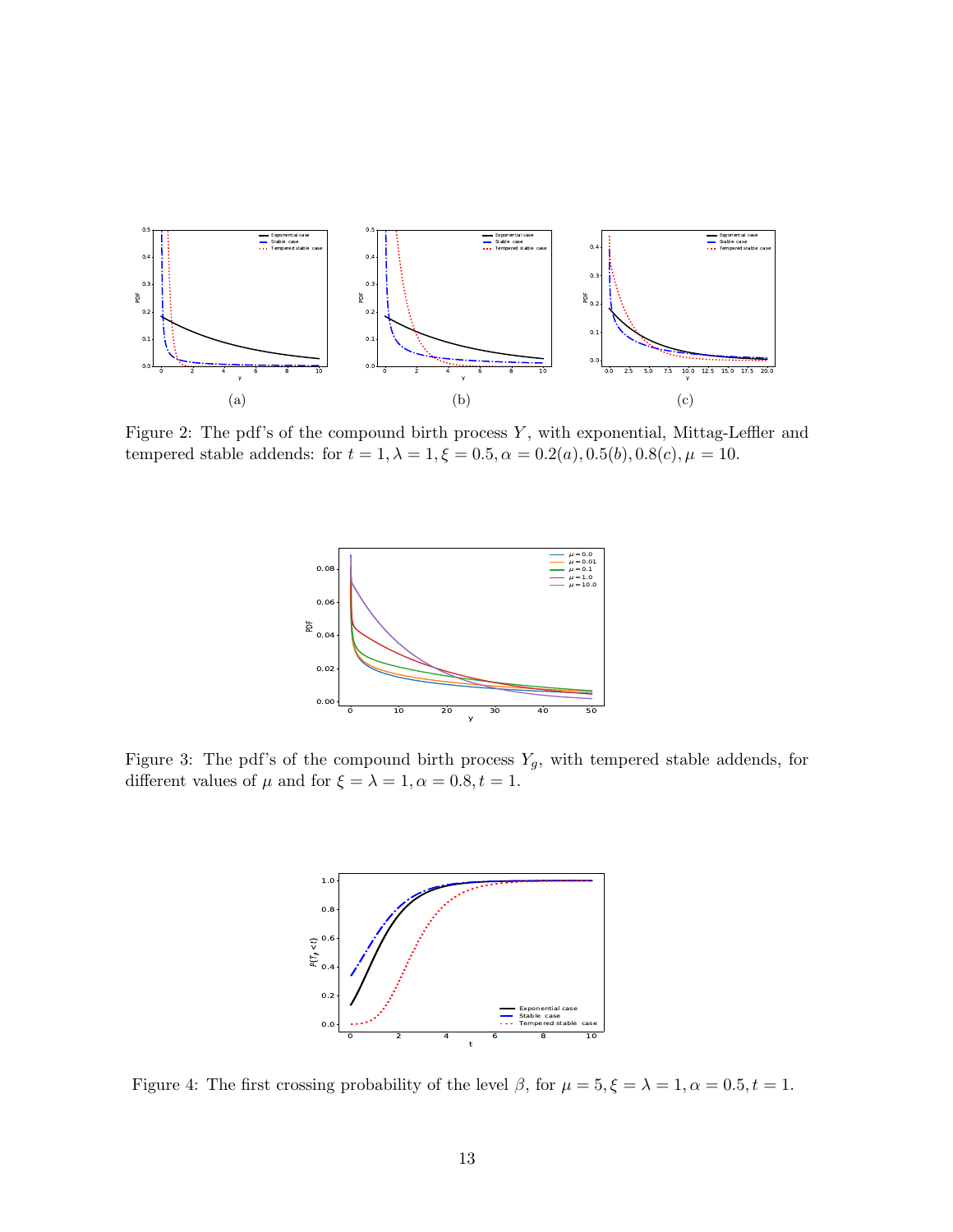(a)

(b)

(c)

Figure 2: The pdf's of the compound birth process $Y$, with exponential, Mittag-Leffler and tempered stable addends: for $t = 1, \lambda = 1, \xi = 0.5, \alpha = 0.2(a), 0.5(b), 0.8(c), \mu = 10$.

Figure 3: The pdf's of the compound birth process $Y_g$, with tempered stable addends, for different values of $\mu$ and for $\xi = \lambda = 1, \alpha = 0.8, t = 1$.

Figure 4: The first crossing probability of the level $\beta$, for $\mu = 5, \xi = \lambda = 1, \alpha = 0.5, t = 1$.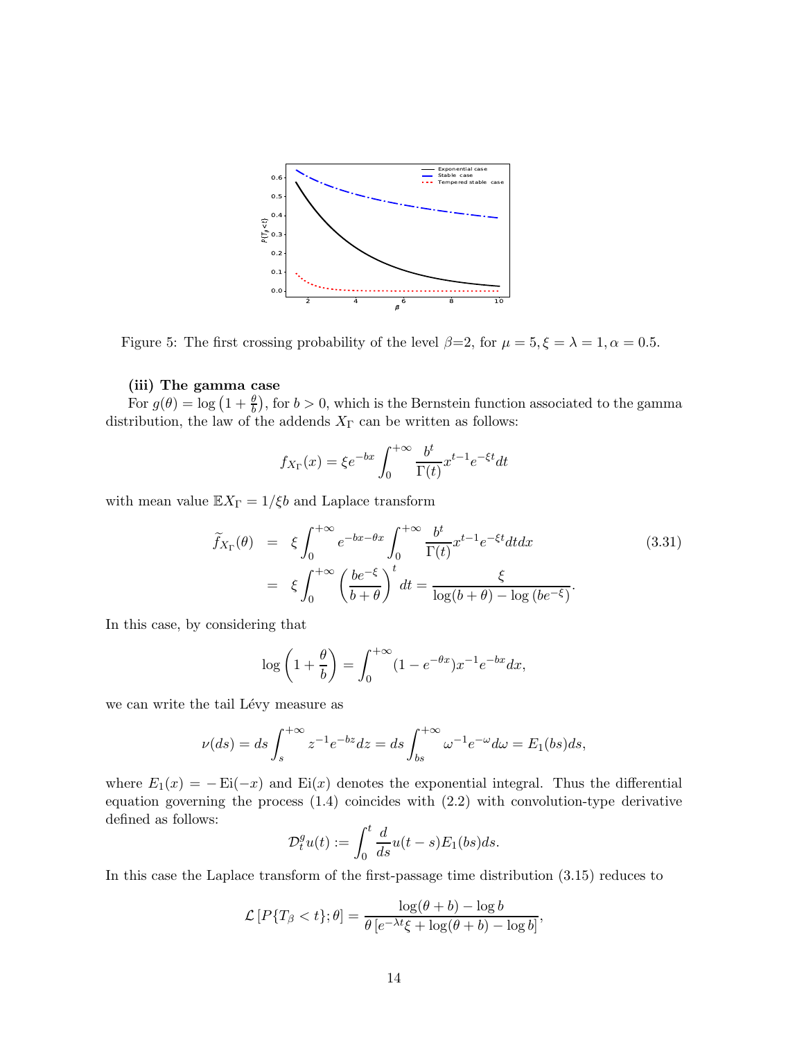Figure 5: The first crossing probability of the level $\beta$=2, for $\mu = 5, \xi = \lambda = 1, \alpha = 0.5$.

**(iii) The gamma case**

For $g(\theta) = \log\left(1 + \frac{\theta}{b}\right)$, for $b > 0$, which is the Bernstein function associated to the gamma distribution, the law of the addends $X_\Gamma$ can be written as follows:

$$f_{X_\Gamma}(x) = \xi e^{-bx} \int_0^{+\infty} \frac{b^t}{\Gamma(t)} x^{t-1} e^{-\xi t} dt$$

with mean value $\mathbb{E}X_\Gamma = 1/\xi b$ and Laplace transform

$$\begin{aligned}
\widetilde{f}_{X_\Gamma}(\theta) &= \xi \int_0^{+\infty} e^{-bx-\theta x} \int_0^{+\infty} \frac{b^t}{\Gamma(t)} x^{t-1} e^{-\xi t} dt dx \\
&= \xi \int_0^{+\infty} \left(\frac{be^{-\xi}}{b+\theta}\right)^t dt = \frac{\xi}{\log(b+\theta) - \log\left(be^{-\xi}\right)}.
\end{aligned} \tag{3.31}$$

In this case, by considering that

$$\log\left(1 + \frac{\theta}{b}\right) = \int_0^{+\infty} (1 - e^{-\theta x}) x^{-1} e^{-bx} dx,$$

we can write the tail Lévy measure as

$$\nu(ds) = ds \int_s^{+\infty} z^{-1} e^{-bz} dz = ds \int_{bs}^{+\infty} \omega^{-1} e^{-\omega} d\omega = E_1(bs) ds,$$

where $E_1(x) = -\operatorname{Ei}(-x)$ and $\operatorname{Ei}(x)$ denotes the exponential integral. Thus the differential equation governing the process (1.4) coincides with (2.2) with convolution-type derivative defined as follows:

$$\mathcal{D}_t^g u(t) := \int_0^t \frac{d}{ds} u(t-s) E_1(bs) ds.$$

In this case the Laplace transform of the first-passage time distribution (3.15) reduces to

$$\mathcal{L}\left[P\{T_\beta < t\}; \theta\right] = \frac{\log(\theta + b) - \log b}{\theta\left[e^{-\lambda t}\xi + \log(\theta + b) - \log b\right]},$$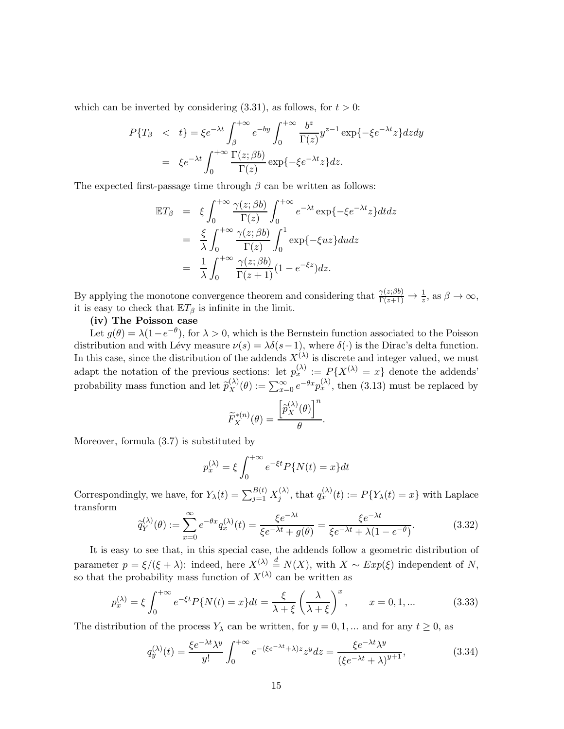which can be inverted by considering (3.31), as follows, for $t > 0$:

$$
\begin{aligned}
P\{T_\beta &< t\} = \xi e^{-\lambda t} \int_\beta^{+\infty} e^{-by} \int_0^{+\infty} \frac{b^z}{\Gamma(z)} y^{z-1} \exp\{-\xi e^{-\lambda t} z\} dz dy \\
&= \xi e^{-\lambda t} \int_0^{+\infty} \frac{\Gamma(z;\beta b)}{\Gamma(z)} \exp\{-\xi e^{-\lambda t} z\} dz.
\end{aligned}
$$

The expected first-passage time through $\beta$ can be written as follows:

$$
\begin{aligned}
\mathbb{E}T_\beta &= \xi \int_0^{+\infty} \frac{\gamma(z;\beta b)}{\Gamma(z)} \int_0^{+\infty} e^{-\lambda t} \exp\{-\xi e^{-\lambda t} z\} dt dz \\
&= \frac{\xi}{\lambda} \int_0^{+\infty} \frac{\gamma(z;\beta b)}{\Gamma(z)} \int_0^1 \exp\{-\xi u z\} du dz \\
&= \frac{1}{\lambda} \int_0^{+\infty} \frac{\gamma(z;\beta b)}{\Gamma(z+1)} (1 - e^{-\xi z}) dz.
\end{aligned}
$$

By applying the monotone convergence theorem and considering that $\frac{\gamma(z;\beta b)}{\Gamma(z+1)} \to \frac{1}{z}$, as $\beta \to \infty$, it is easy to check that $\mathbb{E}T_\beta$ is infinite in the limit.

**(iv) The Poisson case**

Let $g(\theta) = \lambda(1-e^{-\theta})$, for $\lambda > 0$, which is the Bernstein function associated to the Poisson distribution and with Lévy measure $\nu(s) = \lambda\delta(s-1)$, where $\delta(\cdot)$ is the Dirac's delta function. In this case, since the distribution of the addends $X^{(\lambda)}$ is discrete and integer valued, we must adapt the notation of the previous sections: let $p_x^{(\lambda)} := P\{X^{(\lambda)} = x\}$ denote the addends' probability mass function and let $\widetilde{p}_X^{(\lambda)}(\theta) := \sum_{x=0}^{\infty} e^{-\theta x} p_x^{(\lambda)}$, then (3.13) must be replaced by

$$
\widetilde{F}_X^{*(n)}(\theta) = \frac{\left[\widetilde{p}_X^{(\lambda)}(\theta)\right]^n}{\theta}.
$$

Moreover, formula (3.7) is substituted by

$$
p_x^{(\lambda)} = \xi \int_0^{+\infty} e^{-\xi t} P\{N(t) = x\} dt
$$

Correspondingly, we have, for $Y_\lambda(t) = \sum_{j=1}^{B(t)} X_j^{(\lambda)}$, that $q_x^{(\lambda)}(t) := P\{Y_\lambda(t) = x\}$ with Laplace transform

$$
\widetilde{q}_Y^{(\lambda)}(\theta) := \sum_{x=0}^{\infty} e^{-\theta x} q_x^{(\lambda)}(t) = \frac{\xi e^{-\lambda t}}{\xi e^{-\lambda t} + g(\theta)} = \frac{\xi e^{-\lambda t}}{\xi e^{-\lambda t} + \lambda(1 - e^{-\theta})}. \tag{3.32}
$$

It is easy to see that, in this special case, the addends follow a geometric distribution of parameter $p = \xi/(\xi + \lambda)$: indeed, here $X^{(\lambda)} \stackrel{d}{=} N(X)$, with $X \sim Exp(\xi)$ independent of $N$, so that the probability mass function of $X^{(\lambda)}$ can be written as

$$
p_x^{(\lambda)} = \xi \int_0^{+\infty} e^{-\xi t} P\{N(t) = x\} dt = \frac{\xi}{\lambda + \xi} \left(\frac{\lambda}{\lambda + \xi}\right)^x, \qquad x = 0, 1, ... \tag{3.33}
$$

The distribution of the process $Y_\lambda$ can be written, for $y = 0, 1, ...$ and for any $t \geq 0$, as

$$
q_y^{(\lambda)}(t) = \frac{\xi e^{-\lambda t} \lambda^y}{y!} \int_0^{+\infty} e^{-(\xi e^{-\lambda t} + \lambda) z} z^y dz = \frac{\xi e^{-\lambda t} \lambda^y}{(\xi e^{-\lambda t} + \lambda)^{y+1}}, \tag{3.34}
$$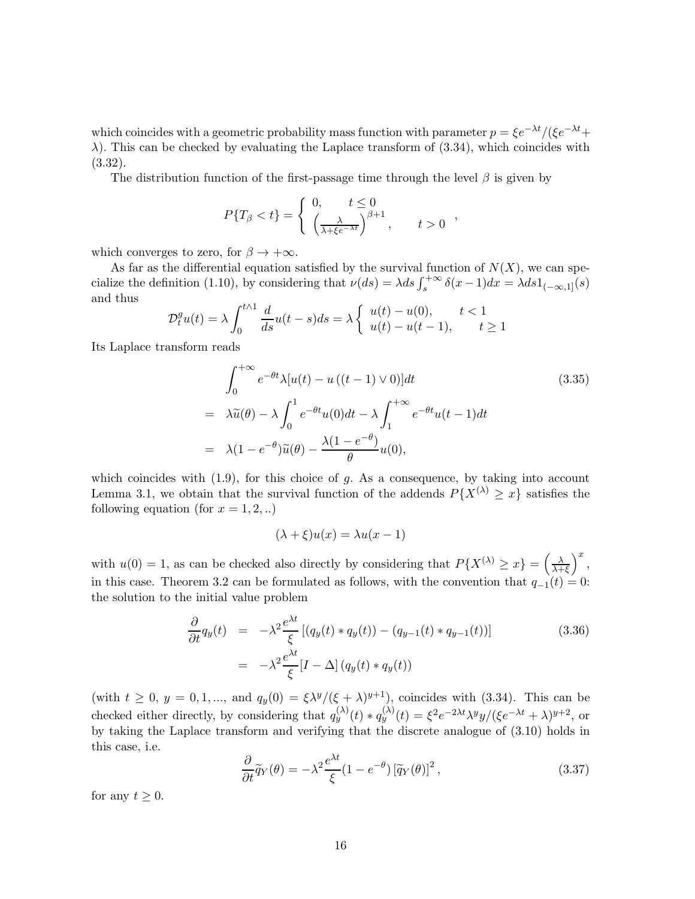which coincides with a geometric probability mass function with parameter $p = \xi e^{-\lambda t}/(\xi e^{-\lambda t} + \lambda)$. This can be checked by evaluating the Laplace transform of (3.34), which coincides with (3.32).

The distribution function of the first-passage time through the level $\beta$ is given by

$$P\{T_\beta < t\} = \begin{cases} 0, & t \le 0 \\ \left(\frac{\lambda}{\lambda + \xi e^{-\lambda t}}\right)^{\beta+1}, & t > 0 \end{cases},$$

which converges to zero, for $\beta \to +\infty$.

As far as the differential equation satisfied by the survival function of $N(X)$, we can specialize the definition (1.10), by considering that $\nu(ds) = \lambda ds \int_s^{+\infty} \delta(x-1)dx = \lambda ds 1_{(-\infty,1]}(s)$ and thus

$$\mathcal{D}_t^g u(t) = \lambda \int_0^{t \wedge 1} \frac{d}{ds} u(t-s) ds = \lambda \begin{cases} u(t) - u(0), & t < 1 \\ u(t) - u(t-1), & t \ge 1 \end{cases}$$

Its Laplace transform reads

$$\begin{aligned} & \int_0^{+\infty} e^{-\theta t} \lambda [u(t) - u\left((t-1) \vee 0\right)] dt \qquad (3.35) \\ = \ & \lambda \widetilde{u}(\theta) - \lambda \int_0^1 e^{-\theta t} u(0) dt - \lambda \int_1^{+\infty} e^{-\theta t} u(t-1) dt \\ = \ & \lambda (1 - e^{-\theta}) \widetilde{u}(\theta) - \frac{\lambda(1 - e^{-\theta})}{\theta} u(0), \end{aligned}$$

which coincides with (1.9), for this choice of $g$. As a consequence, by taking into account Lemma 3.1, we obtain that the survival function of the addends $P\{X^{(\lambda)} \ge x\}$ satisfies the following equation (for $x = 1, 2, ..$)

$$(\lambda + \xi) u(x) = \lambda u(x-1)$$

with $u(0) = 1$, as can be checked also directly by considering that $P\{X^{(\lambda)} \ge x\} = \left(\frac{\lambda}{\lambda + \xi}\right)^x$, in this case. Theorem 3.2 can be formulated as follows, with the convention that $q_{-1}(t) = 0$: the solution to the initial value problem

$$\begin{aligned} \frac{\partial}{\partial t} q_y(t) &= -\lambda^2 \frac{e^{\lambda t}}{\xi} \left[ (q_y(t) * q_y(t)) - (q_{y-1}(t) * q_{y-1}(t)) \right] \qquad (3.36) \\ &= -\lambda^2 \frac{e^{\lambda t}}{\xi} [I - \Delta] \left(q_y(t) * q_y(t)\right) \end{aligned}$$

(with $t \ge 0$, $y = 0, 1, ...,$ and $q_y(0) = \xi \lambda^y / (\xi + \lambda)^{y+1}$), coincides with (3.34). This can be checked either directly, by considering that $q_y^{(\lambda)}(t) * q_y^{(\lambda)}(t) = \xi^2 e^{-2\lambda t} \lambda^y y / (\xi e^{-\lambda t} + \lambda)^{y+2}$, or by taking the Laplace transform and verifying that the discrete analogue of (3.10) holds in this case, i.e.

$$\frac{\partial}{\partial t} \widetilde{q}_Y(\theta) = -\lambda^2 \frac{e^{\lambda t}}{\xi} (1 - e^{-\theta}) \left[\widetilde{q}_Y(\theta)\right]^2, \qquad (3.37)$$

for any $t \ge 0$.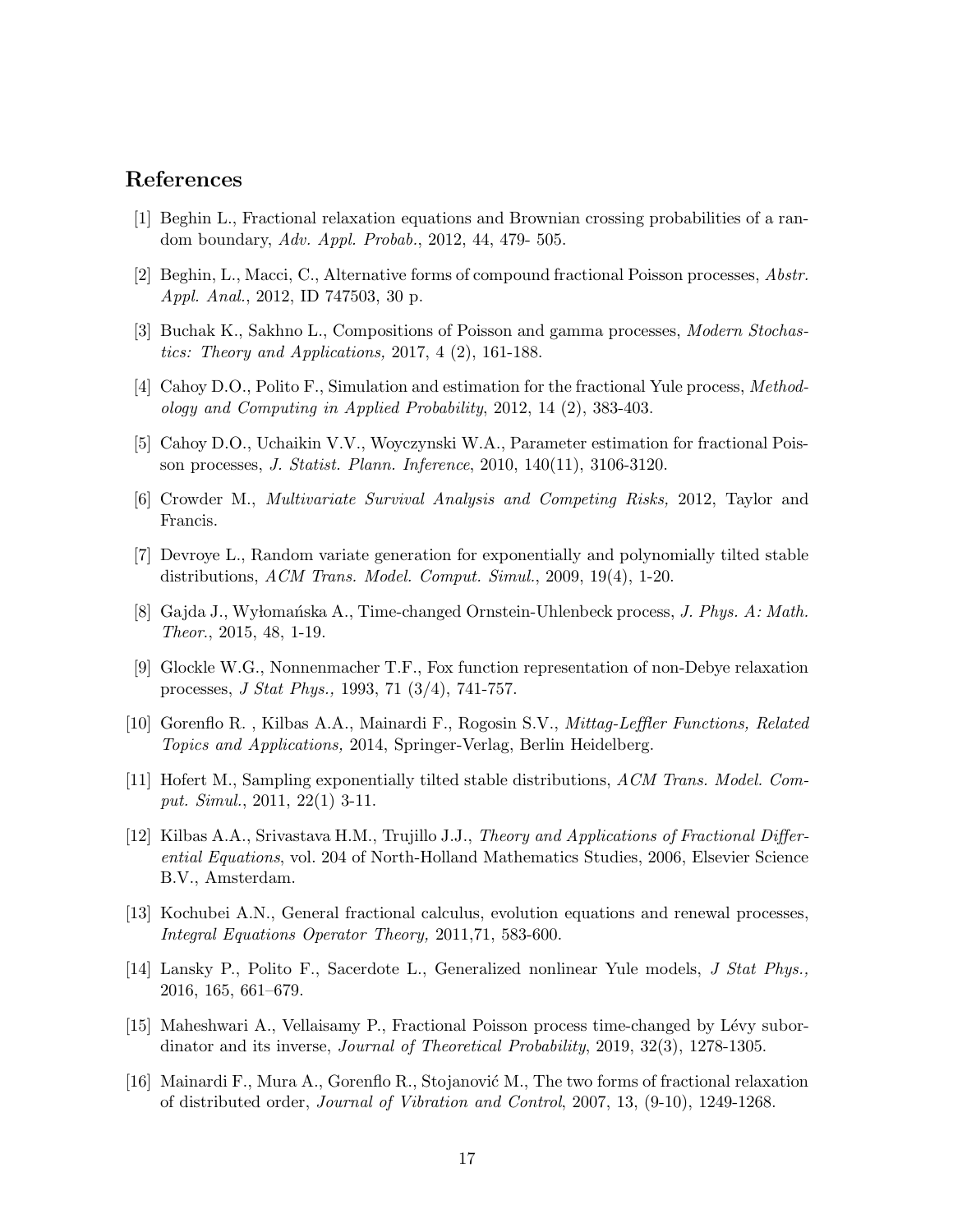## References

[1] Beghin L., Fractional relaxation equations and Brownian crossing probabilities of a random boundary, *Adv. Appl. Probab.*, 2012, 44, 479- 505.

[2] Beghin, L., Macci, C., Alternative forms of compound fractional Poisson processes, *Abstr. Appl. Anal.*, 2012, ID 747503, 30 p.

[3] Buchak K., Sakhno L., Compositions of Poisson and gamma processes, *Modern Stochastics: Theory and Applications,* 2017, 4 (2), 161-188.

[4] Cahoy D.O., Polito F., Simulation and estimation for the fractional Yule process, *Methodology and Computing in Applied Probability*, 2012, 14 (2), 383-403.

[5] Cahoy D.O., Uchaikin V.V., Woyczynski W.A., Parameter estimation for fractional Poisson processes, *J. Statist. Plann. Inference*, 2010, 140(11), 3106-3120.

[6] Crowder M., *Multivariate Survival Analysis and Competing Risks,* 2012, Taylor and Francis.

[7] Devroye L., Random variate generation for exponentially and polynomially tilted stable distributions, *ACM Trans. Model. Comput. Simul.*, 2009, 19(4), 1-20.

[8] Gajda J., Wyłomańska A., Time-changed Ornstein-Uhlenbeck process, *J. Phys. A: Math. Theor.*, 2015, 48, 1-19.

[9] Glockle W.G., Nonnenmacher T.F., Fox function representation of non-Debye relaxation processes, *J Stat Phys.,* 1993, 71 (3/4), 741-757.

[10] Gorenflo R. , Kilbas A.A., Mainardi F., Rogosin S.V., *Mittag-Leffler Functions, Related Topics and Applications,* 2014, Springer-Verlag, Berlin Heidelberg.

[11] Hofert M., Sampling exponentially tilted stable distributions, *ACM Trans. Model. Comput. Simul.*, 2011, 22(1) 3-11.

[12] Kilbas A.A., Srivastava H.M., Trujillo J.J., *Theory and Applications of Fractional Differential Equations*, vol. 204 of North-Holland Mathematics Studies, 2006, Elsevier Science B.V., Amsterdam.

[13] Kochubei A.N., General fractional calculus, evolution equations and renewal processes, *Integral Equations Operator Theory,* 2011,71, 583-600.

[14] Lansky P., Polito F., Sacerdote L., Generalized nonlinear Yule models, *J Stat Phys.,* 2016, 165, 661–679.

[15] Maheshwari A., Vellaisamy P., Fractional Poisson process time-changed by Lévy subordinator and its inverse, *Journal of Theoretical Probability*, 2019, 32(3), 1278-1305.

[16] Mainardi F., Mura A., Gorenflo R., Stojanović M., The two forms of fractional relaxation of distributed order, *Journal of Vibration and Control*, 2007, 13, (9-10), 1249-1268.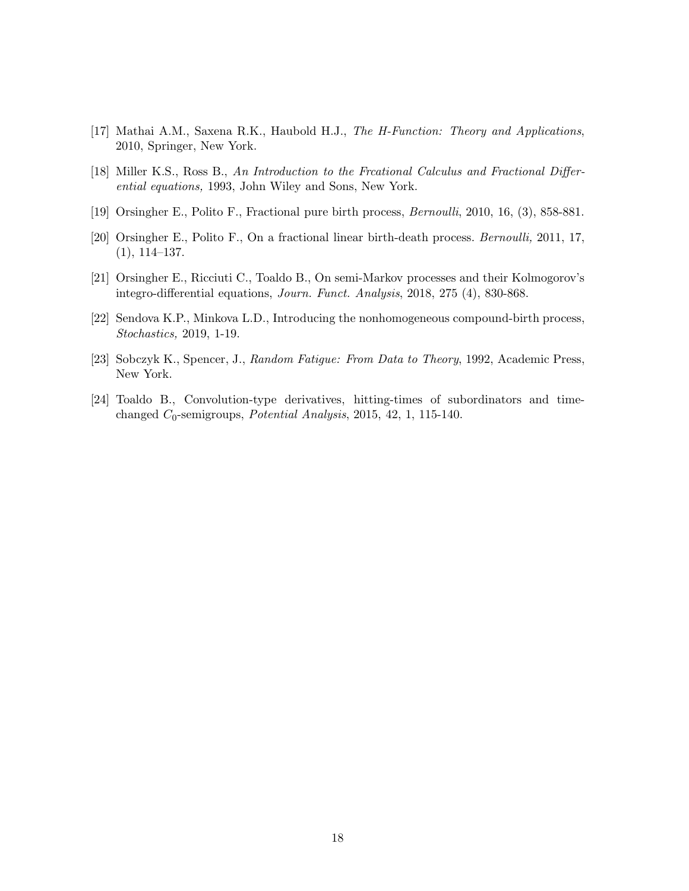[17] Mathai A.M., Saxena R.K., Haubold H.J., *The H-Function: Theory and Applications*, 2010, Springer, New York.

[18] Miller K.S., Ross B., *An Introduction to the Frcational Calculus and Fractional Differential equations,* 1993, John Wiley and Sons, New York.

[19] Orsingher E., Polito F., Fractional pure birth process, *Bernoulli*, 2010, 16, (3), 858-881.

[20] Orsingher E., Polito F., On a fractional linear birth-death process. *Bernoulli,* 2011, 17, (1), 114–137.

[21] Orsingher E., Ricciuti C., Toaldo B., On semi-Markov processes and their Kolmogorov's integro-differential equations, *Journ. Funct. Analysis*, 2018, 275 (4), 830-868.

[22] Sendova K.P., Minkova L.D., Introducing the nonhomogeneous compound-birth process, *Stochastics,* 2019, 1-19.

[23] Sobczyk K., Spencer, J., *Random Fatigue: From Data to Theory*, 1992, Academic Press, New York.

[24] Toaldo B., Convolution-type derivatives, hitting-times of subordinators and time-changed $C_0$-semigroups, *Potential Analysis*, 2015, 42, 1, 115-140.